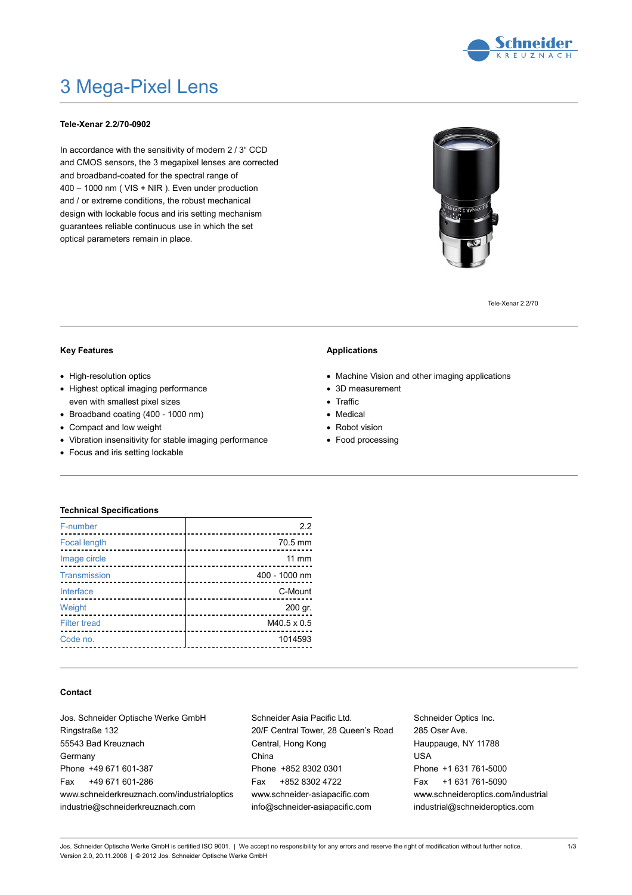# 3 Mega-Pixel Lens

**Tele-Xenar 2.2/70-0902**

In accordance with the sensitivity of modern 2 / 3" CCD and CMOS sensors, the 3 megapixel lenses are corrected and broadband-coated for the spectral range of 400 – 1000 nm ( VIS + NIR ). Even under production and / or extreme conditions, the robust mechanical design with lockable focus and iris setting mechanism guarantees reliable continuous use in which the set optical parameters remain in place.

Tele-Xenar 2.2/70

**Key Features**

- High-resolution optics
- Highest optical imaging performance even with smallest pixel sizes
- Broadband coating (400 - 1000 nm)
- Compact and low weight
- Vibration insensitivity for stable imaging performance
- Focus and iris setting lockable

**Applications**

- Machine Vision and other imaging applications
- 3D measurement
- Traffic
- Medical
- Robot vision
- Food processing

**Technical Specifications**

| | |
|---|---|
| F-number | 2.2 |
| Focal length | 70.5 mm |
| Image circle | 11 mm |
| Transmission | 400 - 1000 nm |
| Interface | C-Mount |
| Weight | 200 gr. |
| Filter tread | M40.5 x 0.5 |
| Code no. | 1014593 |

**Contact**

Jos. Schneider Optische Werke GmbH
Ringstraße 132
55543 Bad Kreuznach
Germany
Phone +49 671 601-387
Fax +49 671 601-286
www.schneiderkreuznach.com/industrialoptics
industrie@schneiderkreuznach.com

Schneider Asia Pacific Ltd.
20/F Central Tower, 28 Queen's Road
Central, Hong Kong
China
Phone +852 8302 0301
Fax +852 8302 4722
www.schneider-asiapacific.com
info@schneider-asiapacific.com

Schneider Optics Inc.
285 Oser Ave.
Hauppauge, NY 11788
USA
Phone +1 631 761-5000
Fax +1 631 761-5090
www.schneideroptics.com/industrial
industrial@schneideroptics.com

Jos. Schneider Optische Werke GmbH is certified ISO 9001. | We accept no responsibility for any errors and reserve the right of modification without further notice.
Version 2.0, 20.11.2008 | © 2012 Jos. Schneider Optische Werke GmbH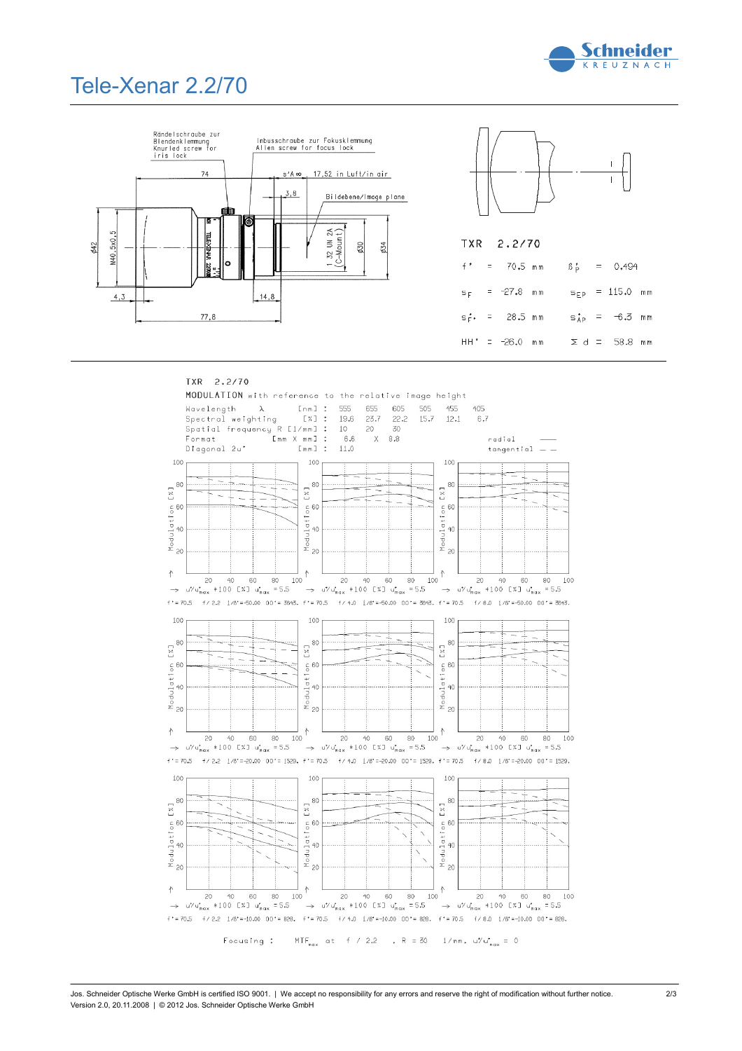# Tele-Xenar 2.2/70

Rändelschraube zur Blendenklemmung
Knurled screw for iris lock

Inbusschraube zur Fokusklemmung
Allen screw for focus lock

74 | s'A ∞ | 17,52 in Luft/in air | 3,8 | Bildebene/Image plane

Ø42 | M40,5x0,5 | 1 32 UN 2A (C-Mount) | Ø30 | Ø34

4,3 | 14,8 | 77,8

TXR 2.2/70

| | | | |
|---|---|---|---|
| $f'$ = 70.5 mm | $\beta'_p$ = 0.494 |
| $s_F$ = -27.8 mm | $s_{EP}$ = 115.0 mm |
| $s'_{F'}$ = 28.5 mm | $s'_{AP}$ = -6.3 mm |
| $HH'$ = -26.0 mm | $\Sigma d$ = 58.8 mm |

TXR 2.2/70

MODULATION with reference to the relative image height

| | | | | | | | |
|---|---|---|---|---|---|---|---|
| Wavelength λ [nm] : | 555 | 655 | 605 | 505 | 455 | 405 |
| Spectral weighting [%] : | 19.6 | 23.7 | 22.2 | 15.7 | 12.1 | 6.7 |
| Spatial frequency R [1/mm] : | 10 | 20 | 30 | | | |
| Format [mm X mm] : | 6.6 X 8.8 | | | | | |
| Diagonal 2u' [mm] : | 11.0 | | | | | |

radial ——— tangential — —

→ $u'/u'_{max}$ *100 [%] $u'_{max}$ = 5.5

f' = 70.5 f / 2.2 1/β' = -50.00 OO' = 3643. | f' = 70.5 f / 4.0 1/β' = -50.00 OO' = 3643. | f' = 70.5 f / 8.0 1/β' = -50.00 OO' = 3643.

f' = 70.5 f / 2.2 1/β' = -20.00 OO' = 1529. | f' = 70.5 f / 4.0 1/β' = -20.00 OO' = 1529. | f' = 70.5 f / 8.0 1/β' = -20.00 OO' = 1529.

f' = 70.5 f / 2.2 1/β' = -10.00 OO' = 828. | f' = 70.5 f / 4.0 1/β' = -10.00 OO' = 828. | f' = 70.5 f / 8.0 1/β' = -10.00 OO' = 828.

Focusing : $MTF_{max}$ at f / 2.2 , R = 30 1/mm, $u'/u'_{max}$ = 0

Jos. Schneider Optische Werke GmbH is certified ISO 9001. | We accept no responsibility for any errors and reserve the right of modification without further notice.
Version 2.0, 20.11.2008 | © 2012 Jos. Schneider Optische Werke GmbH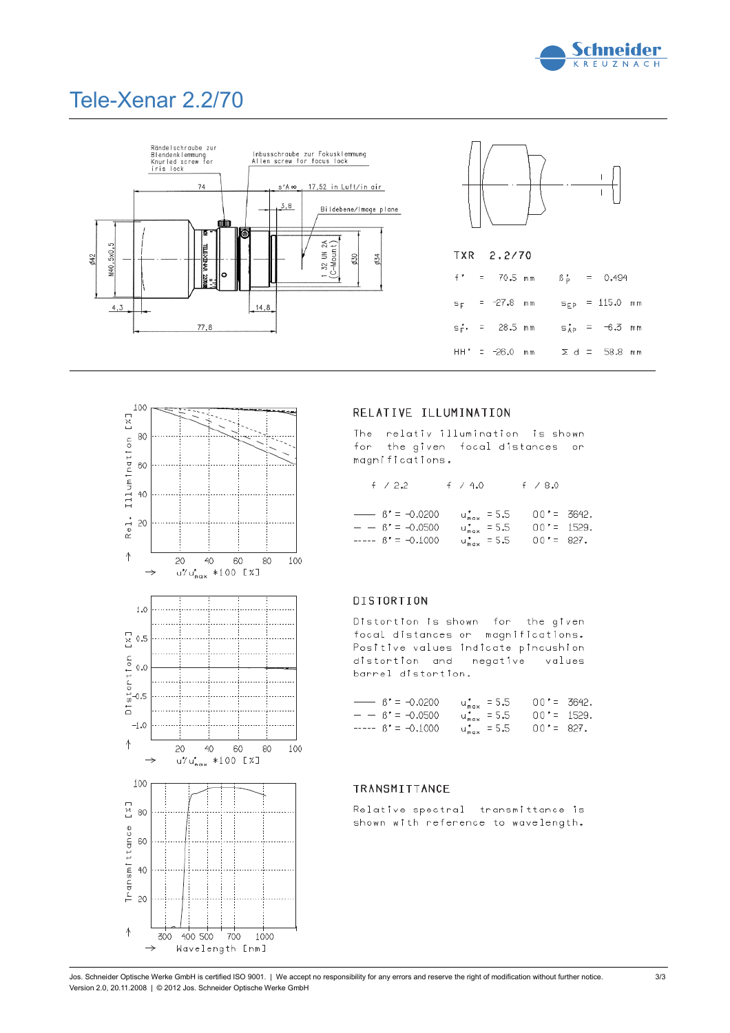# Tele-Xenar 2.2/70

Rändelschraube zur Blendenklemmung
Knurled screw for iris lock

Inbusschraube zur Fokusklemmung
Allen screw for focus lock

74

s'A ∞ 17,52 in Luft/in air

3,8

Bildebene/Image plane

Ø42

M40,5x0,5

1 32 UN 2A (C-Mount)

Ø30

Ø34

4,3

14,8

77,8

TXR 2,2/70

| | | | | | |
|---|---|---|---|---|---|
| f' | = 70.5 mm | | $ß'_p$ | = 0.494 | |
| $s_F$ | = -27.8 mm | | $s_{EP}$ | = 115.0 mm | |
| $s_{F'}$ | = 28.5 mm | | $s'_{AP}$ | = -6.3 mm | |
| HH' | = -26.0 mm | | Σ d | = 58.8 mm | |

## RELATIVE ILLUMINATION

The relativ illumination is shown for the given focal distances or magnifications.

f / 2.2 f / 4.0 f / 8.0

| | | | |
|---|---|---|---|
| —— | ß' = -0.0200 | $u'_{max}$ = 5.5 | OO' = 3642. |
| — — | ß' = -0.0500 | $u'_{max}$ = 5.5 | OO' = 1529. |
| ----- | ß' = -0.1000 | $u'_{max}$ = 5.5 | OO' = 827. |

Rel. Illumination [%]
100
80
60
40
20
20 40 60 80 100
$u'/u'_{max}$ *100 [%]

## DISTORTION

Distortion is shown for the given focal distances or magnifications. Positive values indicate pincushion distortion and negative values barrel distortion.

| | | | |
|---|---|---|---|
| —— | ß' = -0.0200 | $u'_{max}$ = 5.5 | OO' = 3642. |
| — — | ß' = -0.0500 | $u'_{max}$ = 5.5 | OO' = 1529. |
| ----- | ß' = -0.1000 | $u'_{max}$ = 5.5 | OO' = 827. |

Distortion [%]
1.0
0.5
0.0
-0.5
-1.0
20 40 60 80 100
$u'/u'_{max}$ *100 [%]

## TRANSMITTANCE

Relative spectral transmittance is shown with reference to wavelength.

Transmittance [%]
100
80
60
40
20
300 400 500 700 1000
Wavelength [nm]

Jos. Schneider Optische Werke GmbH is certified ISO 9001. | We accept no responsibility for any errors and reserve the right of modification without further notice.
Version 2.0, 20.11.2008 | © 2012 Jos. Schneider Optische Werke GmbH